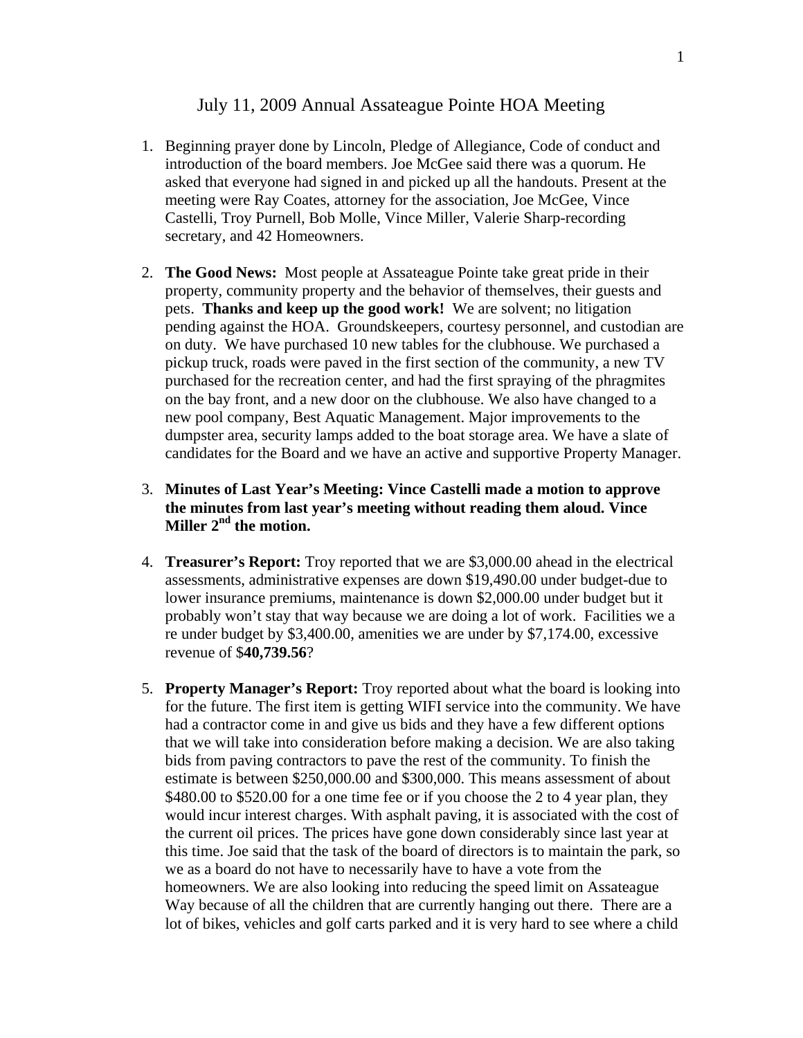# July 11, 2009 Annual Assateague Pointe HOA Meeting

1. Beginning prayer done by Lincoln, Pledge of Allegiance, Code of conduct and introduction of the board members. Joe McGee said there was a quorum. He asked that everyone had signed in and picked up all the handouts. Present at the meeting were Ray Coates, attorney for the association, Joe McGee, Vince Castelli, Troy Purnell, Bob Molle, Vince Miller, Valerie Sharp-recording secretary, and 42 Homeowners.

2. **The Good News:** Most people at Assateague Pointe take great pride in their property, community property and the behavior of themselves, their guests and pets. **Thanks and keep up the good work!** We are solvent; no litigation pending against the HOA. Groundskeepers, courtesy personnel, and custodian are on duty. We have purchased 10 new tables for the clubhouse. We purchased a pickup truck, roads were paved in the first section of the community, a new TV purchased for the recreation center, and had the first spraying of the phragmites on the bay front, and a new door on the clubhouse. We also have changed to a new pool company, Best Aquatic Management. Major improvements to the dumpster area, security lamps added to the boat storage area. We have a slate of candidates for the Board and we have an active and supportive Property Manager.

3. **Minutes of Last Year's Meeting: Vince Castelli made a motion to approve the minutes from last year's meeting without reading them aloud. Vince Miller 2nd the motion.**

4. **Treasurer's Report:** Troy reported that we are $3,000.00 ahead in the electrical assessments, administrative expenses are down $19,490.00 under budget-due to lower insurance premiums, maintenance is down $2,000.00 under budget but it probably won't stay that way because we are doing a lot of work. Facilities we a re under budget by $3,400.00, amenities we are under by $7,174.00, excessive revenue of $**40,739.56**?

5. **Property Manager's Report:** Troy reported about what the board is looking into for the future. The first item is getting WIFI service into the community. We have had a contractor come in and give us bids and they have a few different options that we will take into consideration before making a decision. We are also taking bids from paving contractors to pave the rest of the community. To finish the estimate is between $250,000.00 and $300,000. This means assessment of about $480.00 to $520.00 for a one time fee or if you choose the 2 to 4 year plan, they would incur interest charges. With asphalt paving, it is associated with the cost of the current oil prices. The prices have gone down considerably since last year at this time. Joe said that the task of the board of directors is to maintain the park, so we as a board do not have to necessarily have to have a vote from the homeowners. We are also looking into reducing the speed limit on Assateague Way because of all the children that are currently hanging out there. There are a lot of bikes, vehicles and golf carts parked and it is very hard to see where a child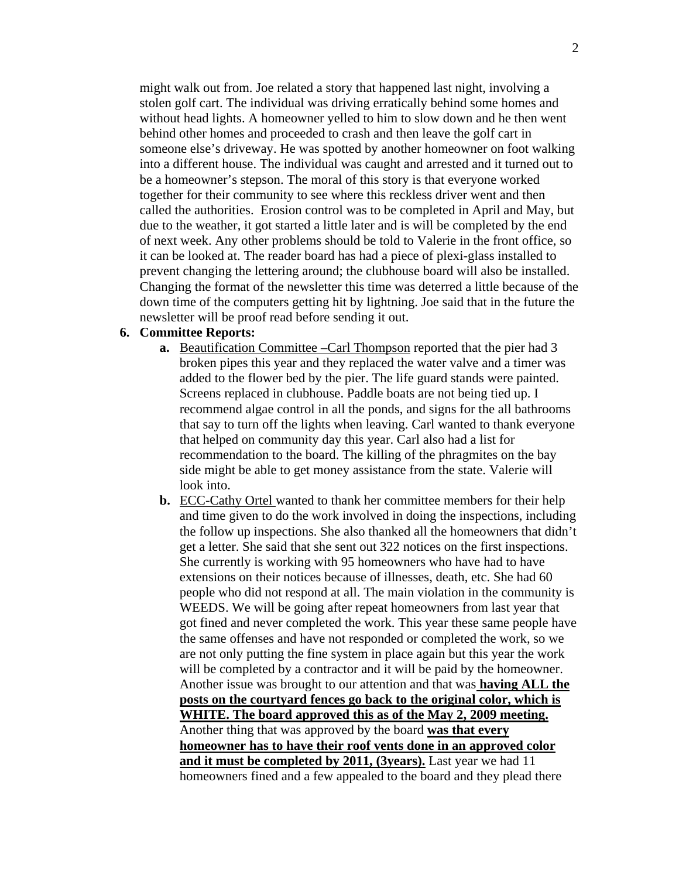might walk out from. Joe related a story that happened last night, involving a stolen golf cart. The individual was driving erratically behind some homes and without head lights. A homeowner yelled to him to slow down and he then went behind other homes and proceeded to crash and then leave the golf cart in someone else's driveway. He was spotted by another homeowner on foot walking into a different house. The individual was caught and arrested and it turned out to be a homeowner's stepson. The moral of this story is that everyone worked together for their community to see where this reckless driver went and then called the authorities. Erosion control was to be completed in April and May, but due to the weather, it got started a little later and is will be completed by the end of next week. Any other problems should be told to Valerie in the front office, so it can be looked at. The reader board has had a piece of plexi-glass installed to prevent changing the lettering around; the clubhouse board will also be installed. Changing the format of the newsletter this time was deterred a little because of the down time of the computers getting hit by lightning. Joe said that in the future the newsletter will be proof read before sending it out.

6. **Committee Reports:**
   a. <u>Beautification Committee –Carl Thompson</u> reported that the pier had 3 broken pipes this year and they replaced the water valve and a timer was added to the flower bed by the pier. The life guard stands were painted. Screens replaced in clubhouse. Paddle boats are not being tied up. I recommend algae control in all the ponds, and signs for the all bathrooms that say to turn off the lights when leaving. Carl wanted to thank everyone that helped on community day this year. Carl also had a list for recommendation to the board. The killing of the phragmites on the bay side might be able to get money assistance from the state. Valerie will look into.
   b. <u>ECC-Cathy Ortel</u> wanted to thank her committee members for their help and time given to do the work involved in doing the inspections, including the follow up inspections. She also thanked all the homeowners that didn't get a letter. She said that she sent out 322 notices on the first inspections. She currently is working with 95 homeowners who have had to have extensions on their notices because of illnesses, death, etc. She had 60 people who did not respond at all. The main violation in the community is WEEDS. We will be going after repeat homeowners from last year that got fined and never completed the work. This year these same people have the same offenses and have not responded or completed the work, so we are not only putting the fine system in place again but this year the work will be completed by a contractor and it will be paid by the homeowner. Another issue was brought to our attention and that was **<u>having ALL the posts on the courtyard fences go back to the original color, which is WHITE. The board approved this as of the May 2, 2009 meeting.</u>** Another thing that was approved by the board **<u>was that every homeowner has to have their roof vents done in an approved color and it must be completed by 2011, (3years).</u>** Last year we had 11 homeowners fined and a few appealed to the board and they plead there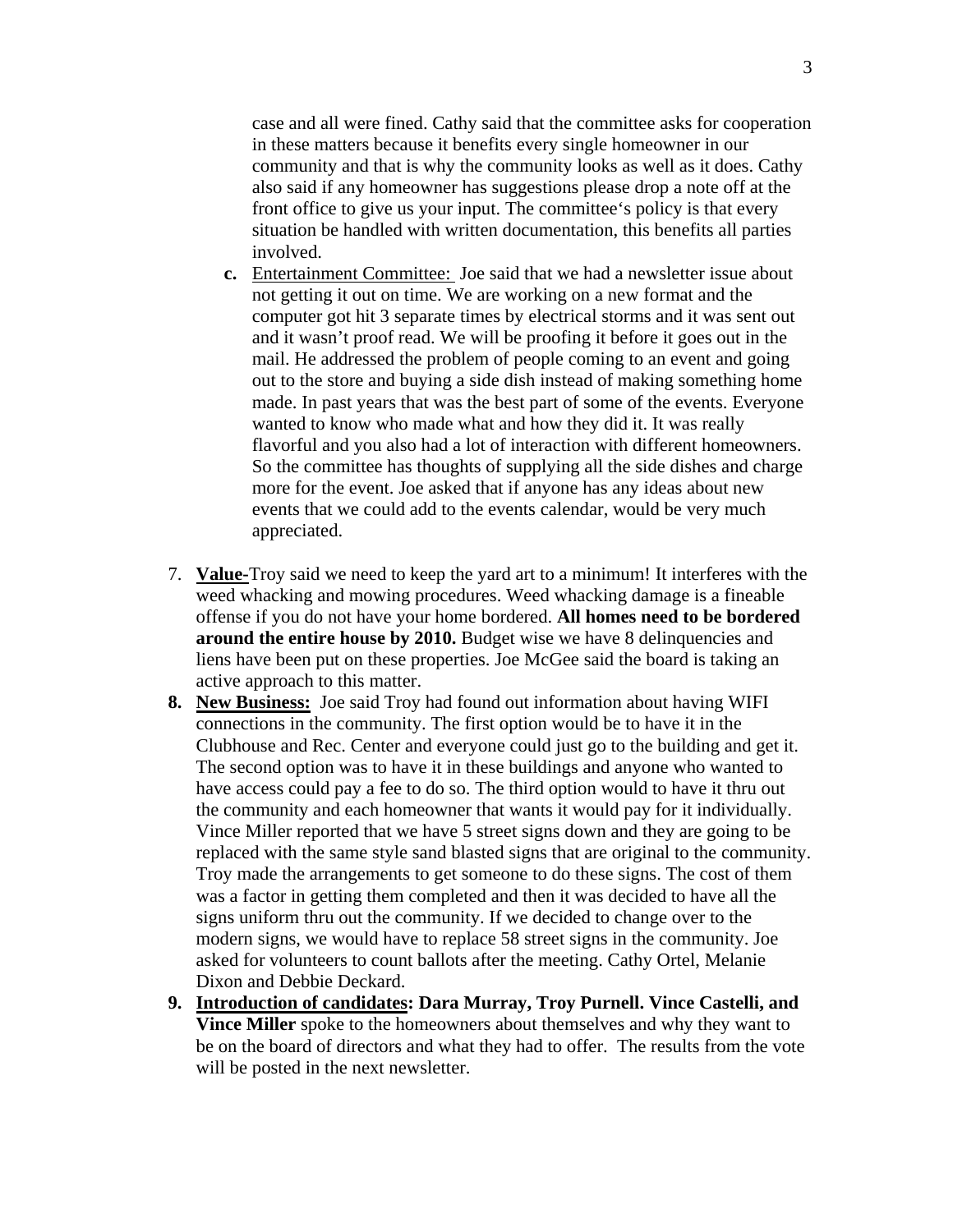case and all were fined. Cathy said that the committee asks for cooperation in these matters because it benefits every single homeowner in our community and that is why the community looks as well as it does. Cathy also said if any homeowner has suggestions please drop a note off at the front office to give us your input. The committee's policy is that every situation be handled with written documentation, this benefits all parties involved.

   c. Entertainment Committee: Joe said that we had a newsletter issue about not getting it out on time. We are working on a new format and the computer got hit 3 separate times by electrical storms and it was sent out and it wasn't proof read. We will be proofing it before it goes out in the mail. He addressed the problem of people coming to an event and going out to the store and buying a side dish instead of making something home made. In past years that was the best part of some of the events. Everyone wanted to know who made what and how they did it. It was really flavorful and you also had a lot of interaction with different homeowners. So the committee has thoughts of supplying all the side dishes and charge more for the event. Joe asked that if anyone has any ideas about new events that we could add to the events calendar, would be very much appreciated.

7. **Value-**Troy said we need to keep the yard art to a minimum! It interferes with the weed whacking and mowing procedures. Weed whacking damage is a fineable offense if you do not have your home bordered. **All homes need to be bordered around the entire house by 2010.** Budget wise we have 8 delinquencies and liens have been put on these properties. Joe McGee said the board is taking an active approach to this matter.
8. **New Business:** Joe said Troy had found out information about having WIFI connections in the community. The first option would be to have it in the Clubhouse and Rec. Center and everyone could just go to the building and get it. The second option was to have it in these buildings and anyone who wanted to have access could pay a fee to do so. The third option would to have it thru out the community and each homeowner that wants it would pay for it individually. Vince Miller reported that we have 5 street signs down and they are going to be replaced with the same style sand blasted signs that are original to the community. Troy made the arrangements to get someone to do these signs. The cost of them was a factor in getting them completed and then it was decided to have all the signs uniform thru out the community. If we decided to change over to the modern signs, we would have to replace 58 street signs in the community. Joe asked for volunteers to count ballots after the meeting. Cathy Ortel, Melanie Dixon and Debbie Deckard.
9. **Introduction of candidates: Dara Murray, Troy Purnell. Vince Castelli, and Vince Miller** spoke to the homeowners about themselves and why they want to be on the board of directors and what they had to offer. The results from the vote will be posted in the next newsletter.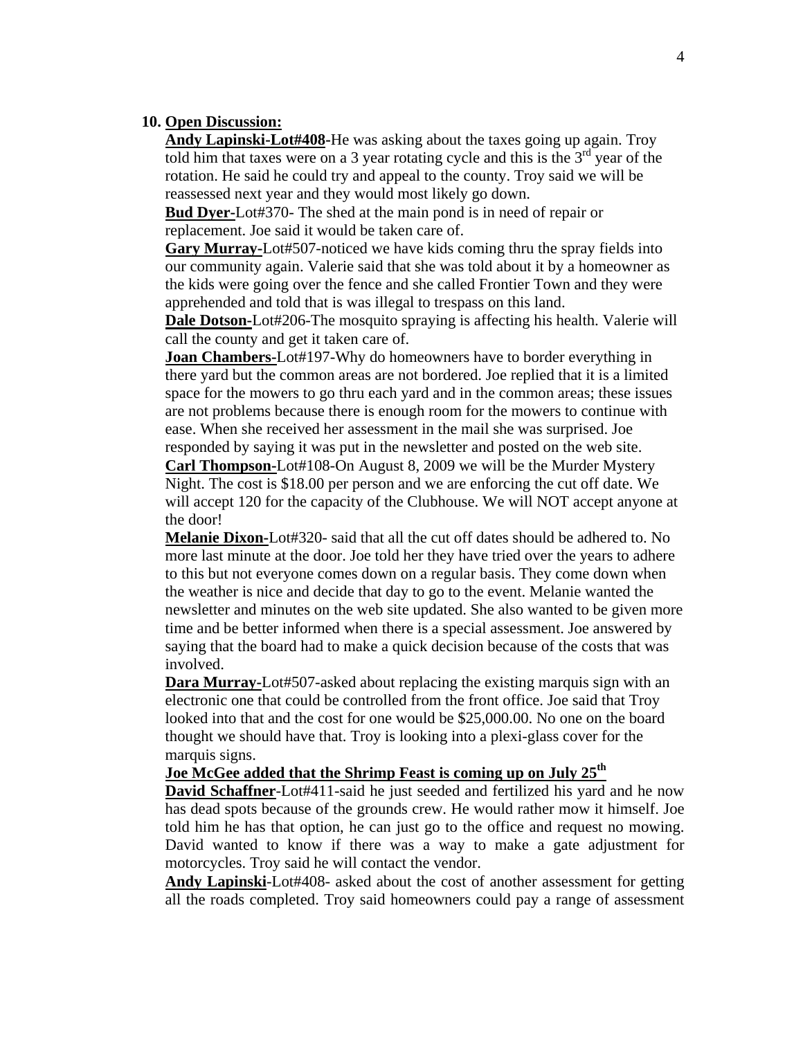10. **Open Discussion:**

**Andy Lapinski-Lot#408**-He was asking about the taxes going up again. Troy told him that taxes were on a 3 year rotating cycle and this is the 3rd year of the rotation. He said he could try and appeal to the county. Troy said we will be reassessed next year and they would most likely go down.

**Bud Dyer-**Lot#370- The shed at the main pond is in need of repair or replacement. Joe said it would be taken care of.

**Gary Murray-**Lot#507-noticed we have kids coming thru the spray fields into our community again. Valerie said that she was told about it by a homeowner as the kids were going over the fence and she called Frontier Town and they were apprehended and told that is was illegal to trespass on this land.

**Dale Dotson-**Lot#206-The mosquito spraying is affecting his health. Valerie will call the county and get it taken care of.

**Joan Chambers-**Lot#197-Why do homeowners have to border everything in there yard but the common areas are not bordered. Joe replied that it is a limited space for the mowers to go thru each yard and in the common areas; these issues are not problems because there is enough room for the mowers to continue with ease. When she received her assessment in the mail she was surprised. Joe responded by saying it was put in the newsletter and posted on the web site.

**Carl Thompson-**Lot#108-On August 8, 2009 we will be the Murder Mystery Night. The cost is $18.00 per person and we are enforcing the cut off date. We will accept 120 for the capacity of the Clubhouse. We will NOT accept anyone at the door!

**Melanie Dixon-**Lot#320- said that all the cut off dates should be adhered to. No more last minute at the door. Joe told her they have tried over the years to adhere to this but not everyone comes down on a regular basis. They come down when the weather is nice and decide that day to go to the event. Melanie wanted the newsletter and minutes on the web site updated. She also wanted to be given more time and be better informed when there is a special assessment. Joe answered by saying that the board had to make a quick decision because of the costs that was involved.

**Dara Murray-**Lot#507-asked about replacing the existing marquis sign with an electronic one that could be controlled from the front office. Joe said that Troy looked into that and the cost for one would be $25,000.00. No one on the board thought we should have that. Troy is looking into a plexi-glass cover for the marquis signs.

**Joe McGee added that the Shrimp Feast is coming up on July 25th**

**David Schaffner**-Lot#411-said he just seeded and fertilized his yard and he now has dead spots because of the grounds crew. He would rather mow it himself. Joe told him he has that option, he can just go to the office and request no mowing. David wanted to know if there was a way to make a gate adjustment for motorcycles. Troy said he will contact the vendor.

**Andy Lapinski**-Lot#408- asked about the cost of another assessment for getting all the roads completed. Troy said homeowners could pay a range of assessment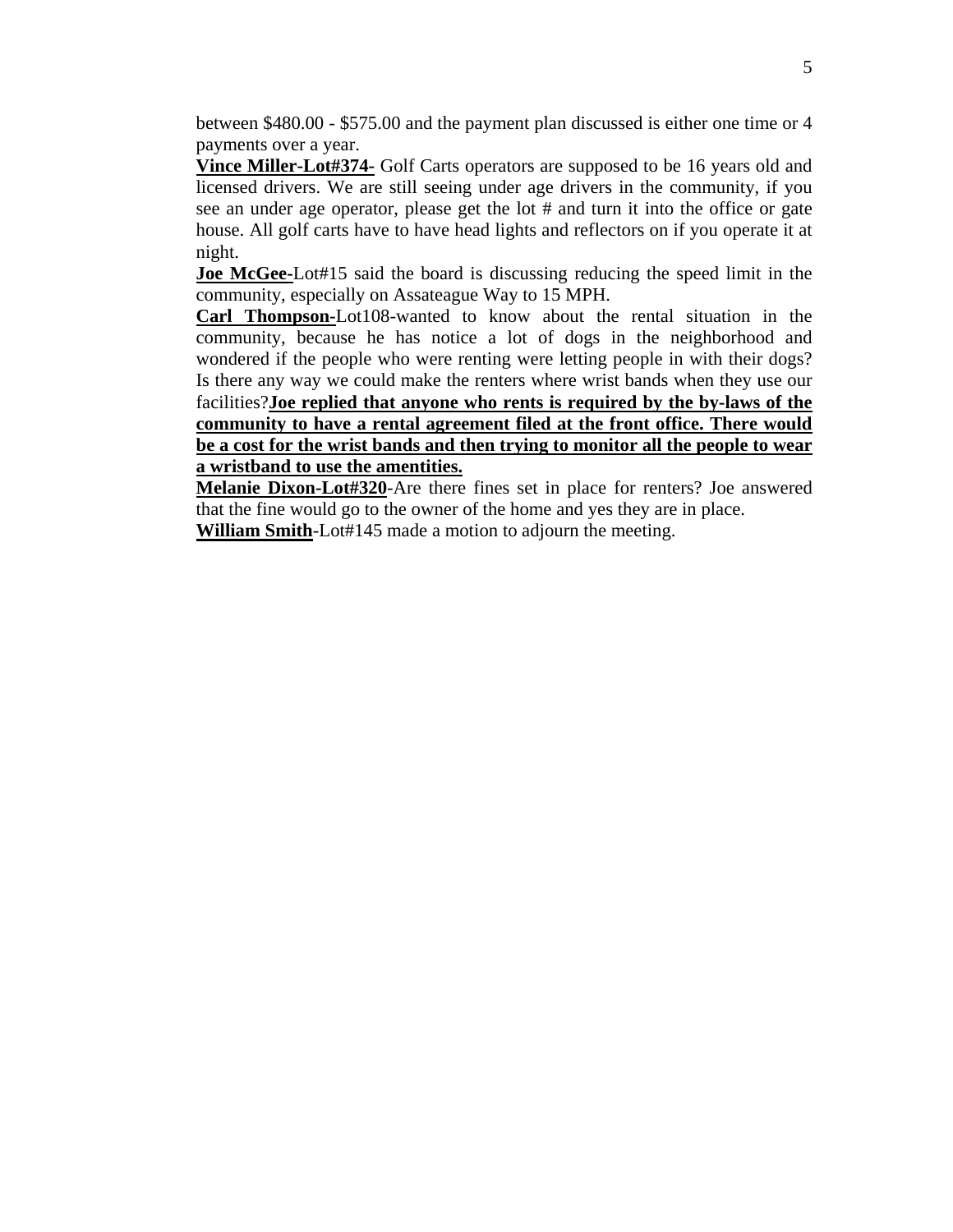between $480.00 - $575.00 and the payment plan discussed is either one time or 4 payments over a year.

**Vince Miller-Lot#374-** Golf Carts operators are supposed to be 16 years old and licensed drivers. We are still seeing under age drivers in the community, if you see an under age operator, please get the lot # and turn it into the office or gate house. All golf carts have to have head lights and reflectors on if you operate it at night.

**Joe McGee-**Lot#15 said the board is discussing reducing the speed limit in the community, especially on Assateague Way to 15 MPH.

**Carl Thompson-**Lot108-wanted to know about the rental situation in the community, because he has notice a lot of dogs in the neighborhood and wondered if the people who were renting were letting people in with their dogs? Is there any way we could make the renters where wrist bands when they use our facilities?**Joe replied that anyone who rents is required by the by-laws of the community to have a rental agreement filed at the front office. There would be a cost for the wrist bands and then trying to monitor all the people to wear a wristband to use the amentities.**

**Melanie Dixon-Lot#320**-Are there fines set in place for renters? Joe answered that the fine would go to the owner of the home and yes they are in place.

**William Smith**-Lot#145 made a motion to adjourn the meeting.